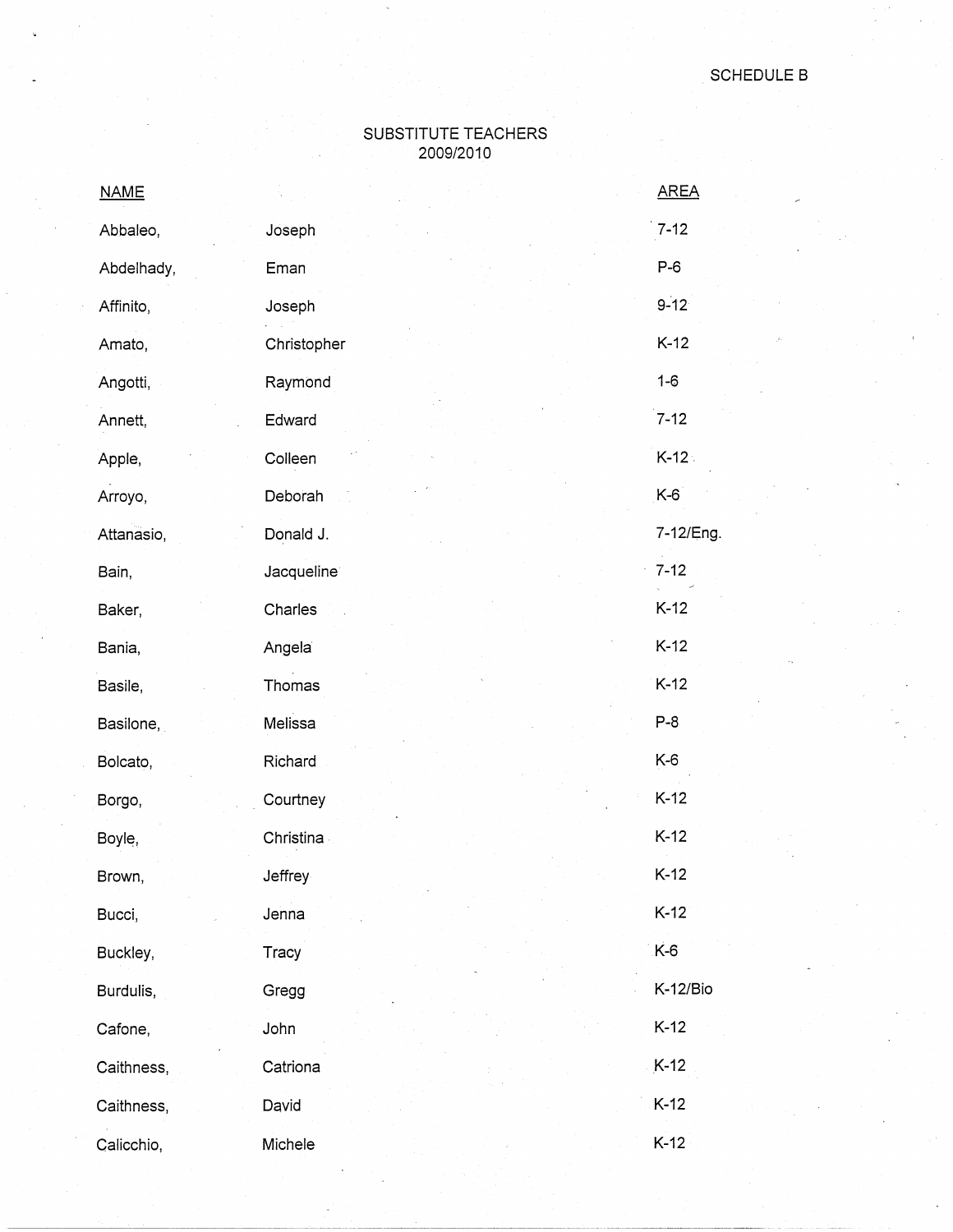SCHEDULE B

# SUBSTITUTE TEACHERS
## 2009/2010

| NAME | | AREA |
|---|---|---|
| Abbaleo, | Joseph | 7-12 |
| Abdelhady, | Eman | P-6 |
| Affinito, | Joseph | 9-12 |
| Amato, | Christopher | K-12 |
| Angotti, | Raymond | 1-6 |
| Annett, | Edward | 7-12 |
| Apple, | Colleen | K-12 |
| Arroyo, | Deborah | K-6 |
| Attanasio, | Donald J. | 7-12/Eng. |
| Bain, | Jacqueline | 7-12 |
| Baker, | Charles | K-12 |
| Bania, | Angela | K-12 |
| Basile, | Thomas | K-12 |
| Basilone, | Melissa | P-8 |
| Bolcato, | Richard | K-6 |
| Borgo, | Courtney | K-12 |
| Boyle, | Christina | K-12 |
| Brown, | Jeffrey | K-12 |
| Bucci, | Jenna | K-12 |
| Buckley, | Tracy | K-6 |
| Burdulis, | Gregg | K-12/Bio |
| Cafone, | John | K-12 |
| Caithness, | Catriona | K-12 |
| Caithness, | David | K-12 |
| Calicchio, | Michele | K-12 |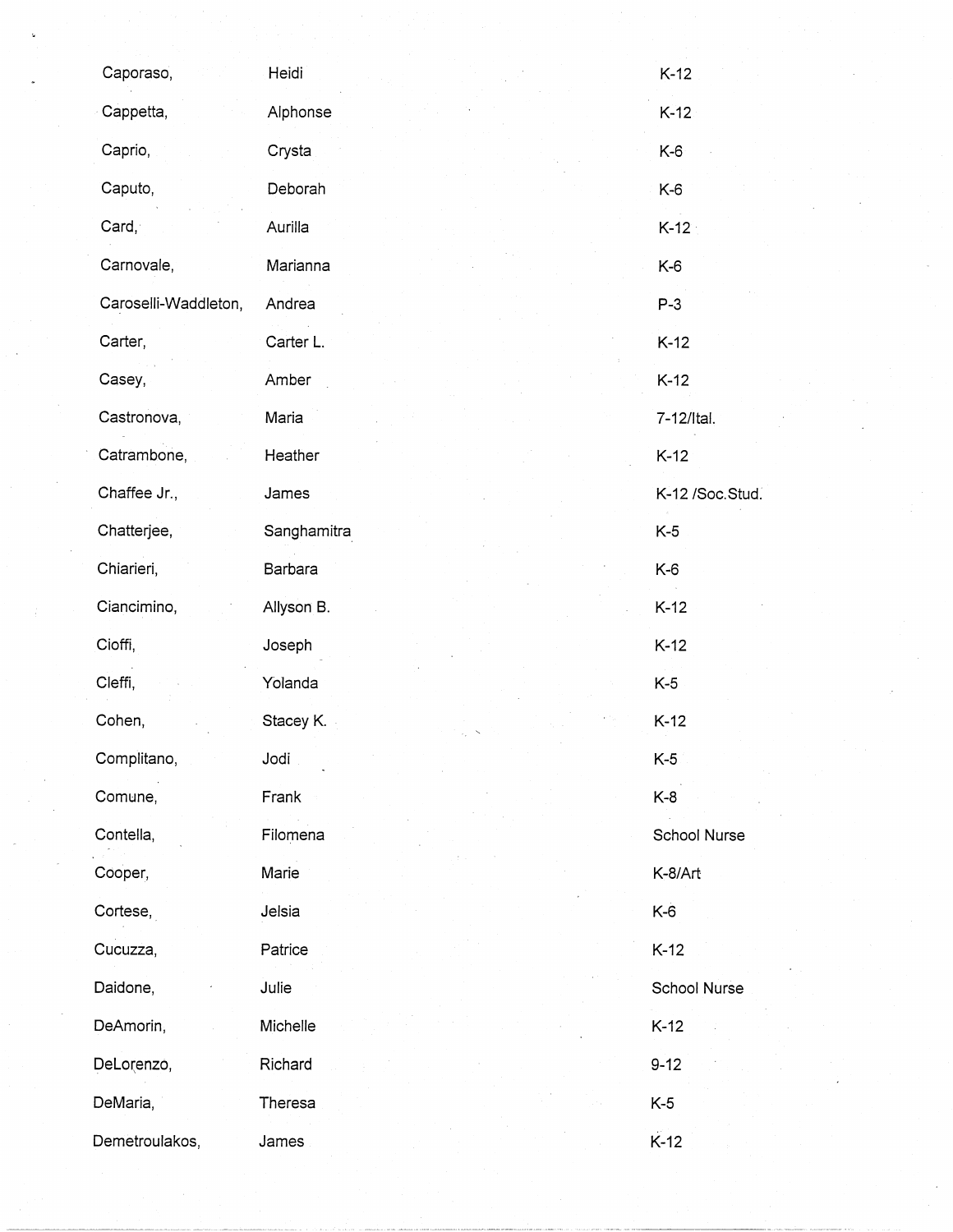| | | |
|---|---|---|
| Caporaso, | Heidi | K-12 |
| Cappetta, | Alphonse | K-12 |
| Caprio, | Crysta | K-6 |
| Caputo, | Deborah | K-6 |
| Card, | Aurilla | K-12 |
| Carnovale, | Marianna | K-6 |
| Caroselli-Waddleton, | Andrea | P-3 |
| Carter, | Carter L. | K-12 |
| Casey, | Amber | K-12 |
| Castronova, | Maria | 7-12/Ital. |
| Catrambone, | Heather | K-12 |
| Chaffee Jr., | James | K-12 /Soc.Stud. |
| Chatterjee, | Sanghamitra | K-5 |
| Chiarieri, | Barbara | K-6 |
| Ciancimino, | Allyson B. | K-12 |
| Cioffi, | Joseph | K-12 |
| Cleffi, | Yolanda | K-5 |
| Cohen, | Stacey K. | K-12 |
| Complitano, | Jodi | K-5 |
| Comune, | Frank | K-8 |
| Contella, | Filomena | School Nurse |
| Cooper, | Marie | K-8/Art |
| Cortese, | Jelsia | K-6 |
| Cucuzza, | Patrice | K-12 |
| Daidone, | Julie | School Nurse |
| DeAmorin, | Michelle | K-12 |
| DeLorenzo, | Richard | 9-12 |
| DeMaria, | Theresa | K-5 |
| Demetroulakos, | James | K-12 |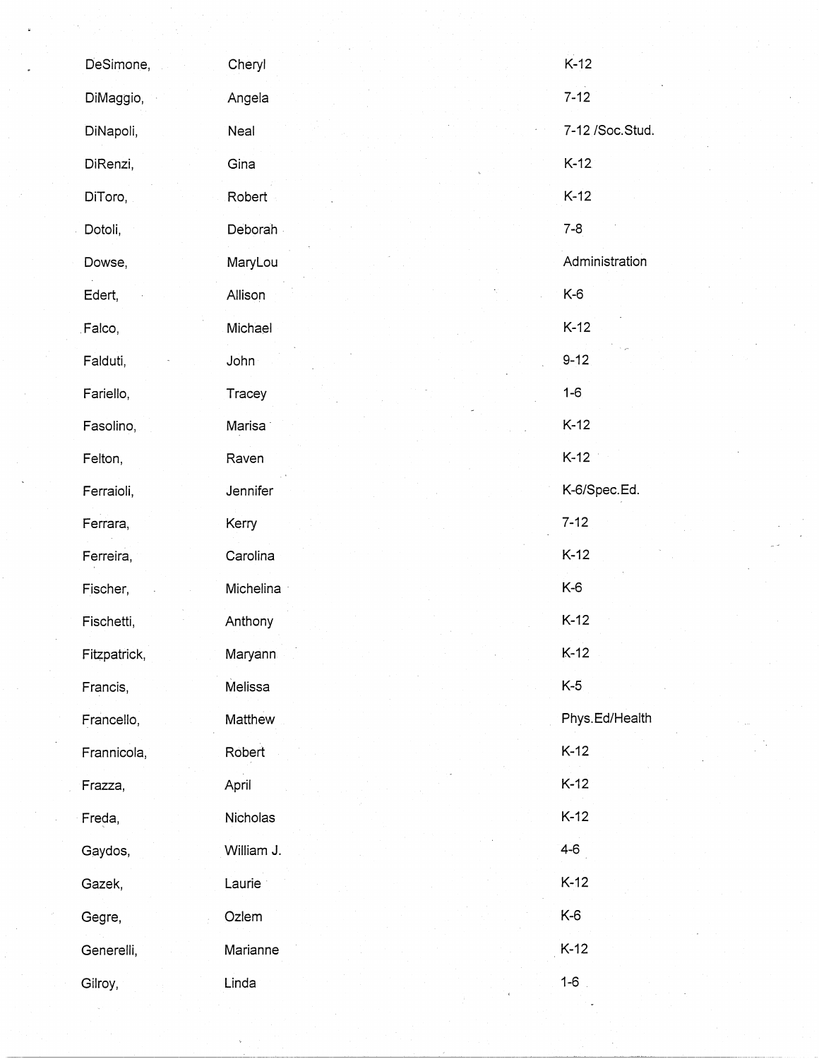| | | |
|---|---|---|
| DeSimone, | Cheryl | K-12 |
| DiMaggio, | Angela | 7-12 |
| DiNapoli, | Neal | 7-12 /Soc.Stud. |
| DiRenzi, | Gina | K-12 |
| DiToro, | Robert | K-12 |
| Dotoli, | Deborah | 7-8 |
| Dowse, | MaryLou | Administration |
| Edert, | Allison | K-6 |
| Falco, | Michael | K-12 |
| Falduti, | John | 9-12 |
| Fariello, | Tracey | 1-6 |
| Fasolino, | Marisa | K-12 |
| Felton, | Raven | K-12 |
| Ferraioli, | Jennifer | K-6/Spec.Ed. |
| Ferrara, | Kerry | 7-12 |
| Ferreira, | Carolina | K-12 |
| Fischer, | Michelina | K-6 |
| Fischetti, | Anthony | K-12 |
| Fitzpatrick, | Maryann | K-12 |
| Francis, | Melissa | K-5 |
| Francello, | Matthew | Phys.Ed/Health |
| Frannicola, | Robert | K-12 |
| Frazza, | April | K-12 |
| Freda, | Nicholas | K-12 |
| Gaydos, | William J. | 4-6 |
| Gazek, | Laurie | K-12 |
| Gegre, | Ozlem | K-6 |
| Generelli, | Marianne | K-12 |
| Gilroy, | Linda | 1-6 |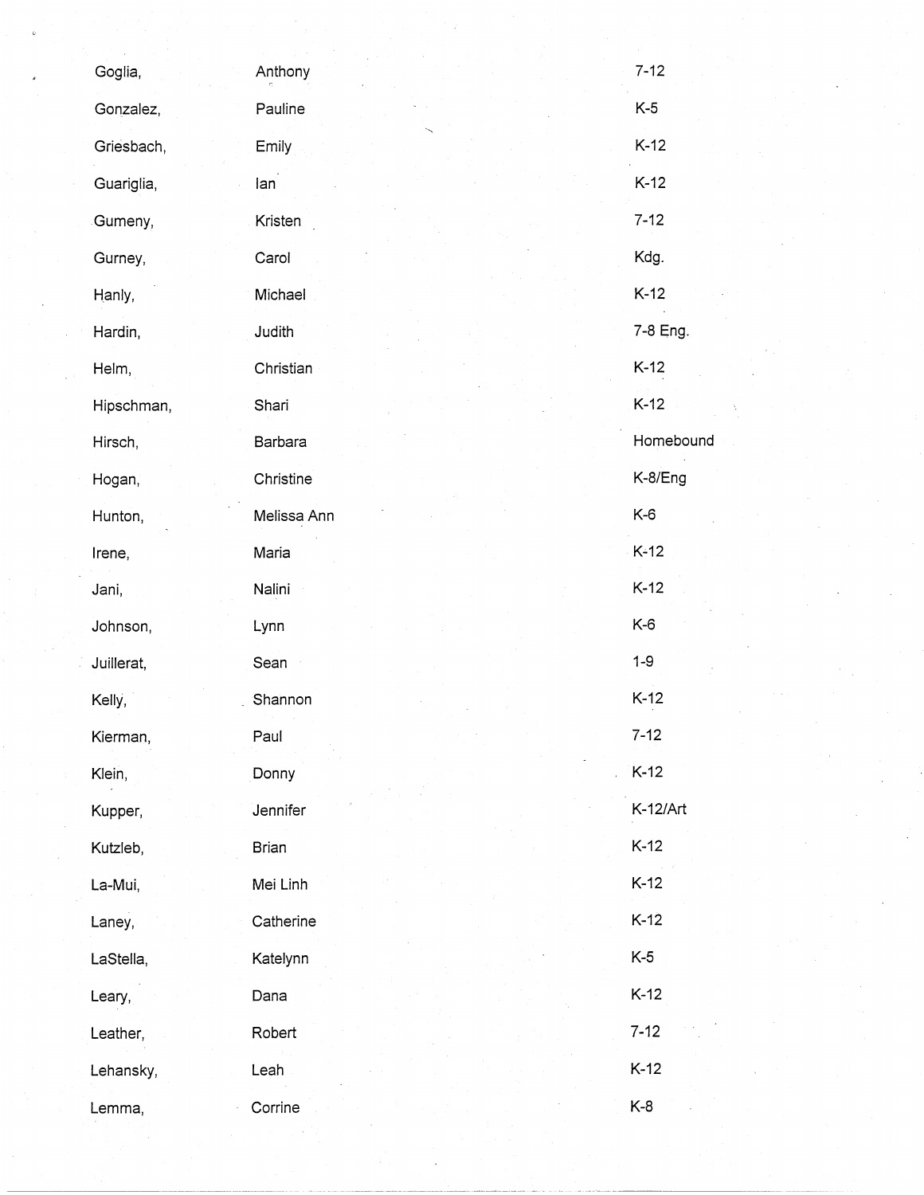| | | |
|---|---|---|
| Goglia, | Anthony | 7-12 |
| Gonzalez, | Pauline | K-5 |
| Griesbach, | Emily | K-12 |
| Guariglia, | Ian | K-12 |
| Gumeny, | Kristen | 7-12 |
| Gurney, | Carol | Kdg. |
| Hanly, | Michael | K-12 |
| Hardin, | Judith | 7-8 Eng. |
| Helm, | Christian | K-12 |
| Hipschman, | Shari | K-12 |
| Hirsch, | Barbara | Homebound |
| Hogan, | Christine | K-8/Eng |
| Hunton, | Melissa Ann | K-6 |
| Irene, | Maria | K-12 |
| Jani, | Nalini | K-12 |
| Johnson, | Lynn | K-6 |
| Juillerat, | Sean | 1-9 |
| Kelly, | Shannon | K-12 |
| Kierman, | Paul | 7-12 |
| Klein, | Donny | K-12 |
| Kupper, | Jennifer | K-12/Art |
| Kutzleb, | Brian | K-12 |
| La-Mui, | Mei Linh | K-12 |
| Laney, | Catherine | K-12 |
| LaStella, | Katelynn | K-5 |
| Leary, | Dana | K-12 |
| Leather, | Robert | 7-12 |
| Lehansky, | Leah | K-12 |
| Lemma, | Corrine | K-8 |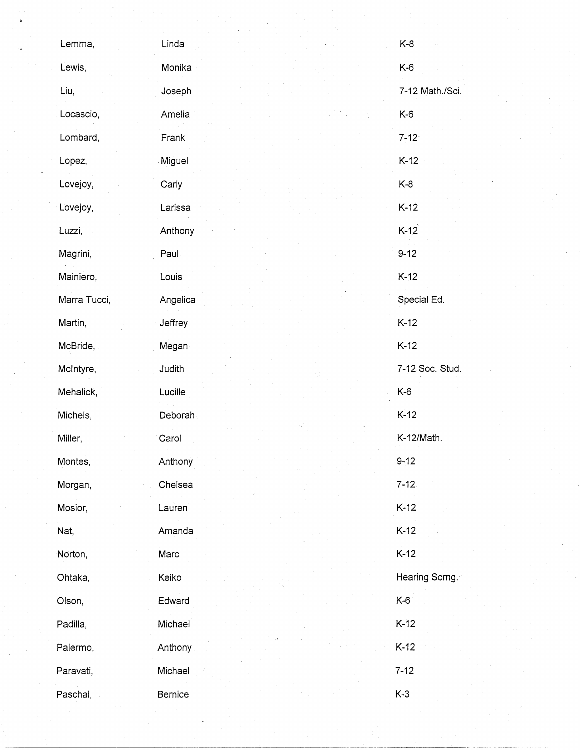| | | |
|---|---|---|
| Lemma, | Linda | K-8 |
| Lewis, | Monika | K-6 |
| Liu, | Joseph | 7-12 Math./Sci. |
| Locascio, | Amelia | K-6 |
| Lombard, | Frank | 7-12 |
| Lopez, | Miguel | K-12 |
| Lovejoy, | Carly | K-8 |
| Lovejoy, | Larissa | K-12 |
| Luzzi, | Anthony | K-12 |
| Magrini, | Paul | 9-12 |
| Mainiero, | Louis | K-12 |
| Marra Tucci, | Angelica | Special Ed. |
| Martin, | Jeffrey | K-12 |
| McBride, | Megan | K-12 |
| McIntyre, | Judith | 7-12 Soc. Stud. |
| Mehalick, | Lucille | K-6 |
| Michels, | Deborah | K-12 |
| Miller, | Carol | K-12/Math. |
| Montes, | Anthony | 9-12 |
| Morgan, | Chelsea | 7-12 |
| Mosior, | Lauren | K-12 |
| Nat, | Amanda | K-12 |
| Norton, | Marc | K-12 |
| Ohtaka, | Keiko | Hearing Scrng. |
| Olson, | Edward | K-6 |
| Padilla, | Michael | K-12 |
| Palermo, | Anthony | K-12 |
| Paravati, | Michael | 7-12 |
| Paschal, | Bernice | K-3 |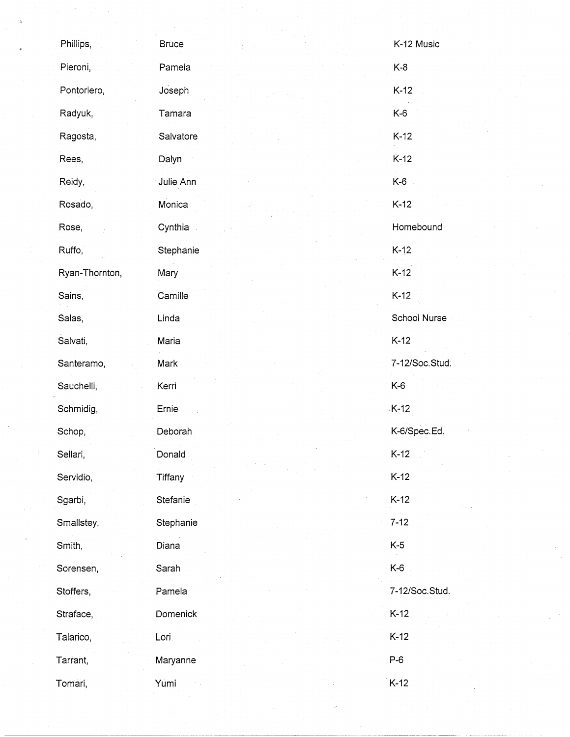| | | |
|---|---|---|
| Phillips, | Bruce | K-12 Music |
| Pieroni, | Pamela | K-8 |
| Pontoriero, | Joseph | K-12 |
| Radyuk, | Tamara | K-6 |
| Ragosta, | Salvatore | K-12 |
| Rees, | Dalyn | K-12 |
| Reidy, | Julie Ann | K-6 |
| Rosado, | Monica | K-12 |
| Rose, | Cynthia | Homebound |
| Ruffo, | Stephanie | K-12 |
| Ryan-Thornton, | Mary | K-12 |
| Sains, | Camille | K-12 |
| Salas, | Linda | School Nurse |
| Salvati, | Maria | K-12 |
| Santeramo, | Mark | 7-12/Soc.Stud. |
| Sauchelli, | Kerri | K-6 |
| Schmidig, | Ernie | K-12 |
| Schop, | Deborah | K-6/Spec.Ed. |
| Sellari, | Donald | K-12 |
| Servidio, | Tiffany | K-12 |
| Sgarbi, | Stefanie | K-12 |
| Smallstey, | Stephanie | 7-12 |
| Smith, | Diana | K-5 |
| Sorensen, | Sarah | K-6 |
| Stoffers, | Pamela | 7-12/Soc.Stud. |
| Straface, | Domenick | K-12 |
| Talarico, | Lori | K-12 |
| Tarrant, | Maryanne | P-6 |
| Tomari, | Yumi | K-12 |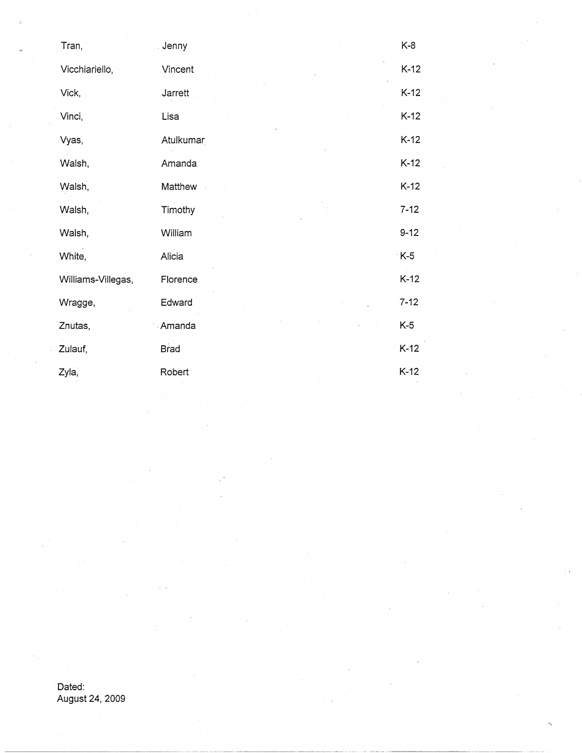| | | |
|---|---|---|
| Tran, | Jenny | K-8 |
| Vicchiariello, | Vincent | K-12 |
| Vick, | Jarrett | K-12 |
| Vinci, | Lisa | K-12 |
| Vyas, | Atulkumar | K-12 |
| Walsh, | Amanda | K-12 |
| Walsh, | Matthew | K-12 |
| Walsh, | Timothy | 7-12 |
| Walsh, | William | 9-12 |
| White, | Alicia | K-5 |
| Williams-Villegas, | Florence | K-12 |
| Wragge, | Edward | 7-12 |
| Znutas, | Amanda | K-5 |
| Zulauf, | Brad | K-12 |
| Zyla, | Robert | K-12 |

Dated:
August 24, 2009